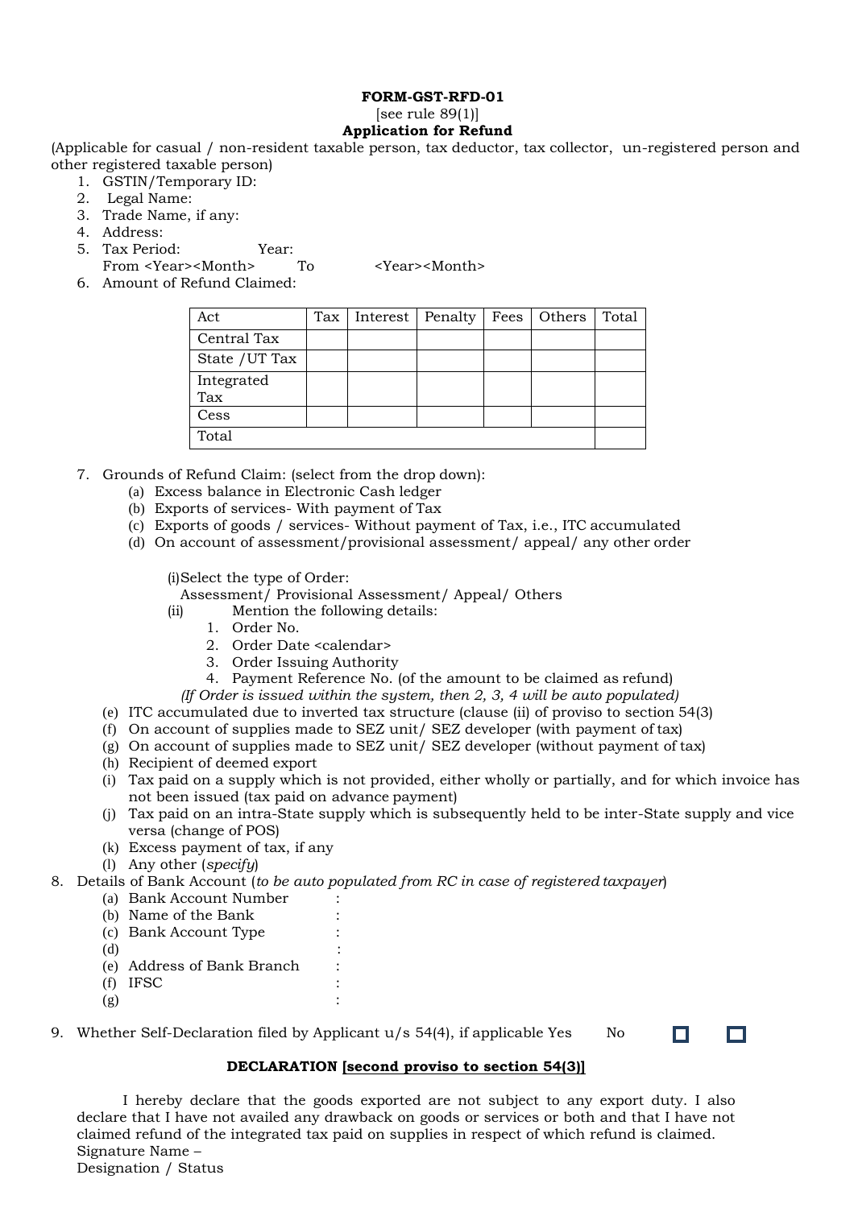**FORM-GST-RFD-01**

[see rule 89(1)]

**Application for Refund**

(Applicable for casual / non-resident taxable person, tax deductor, tax collector, un-registered person and other registered taxable person)

1. GSTIN/Temporary ID:
2. Legal Name:
3. Trade Name, if any:
4. Address:
5. Tax Period: Year:
   From <Year><Month> To <Year><Month>
6. Amount of Refund Claimed:

| Act | Tax | Interest | Penalty | Fees | Others | Total |
|---|---|---|---|---|---|---|
| Central Tax | | | | | | |
| State /UT Tax | | | | | | |
| Integrated Tax | | | | | | |
| Cess | | | | | | |
| Total | | | | | | |

7. Grounds of Refund Claim: (select from the drop down):
   - (a) Excess balance in Electronic Cash ledger
   - (b) Exports of services- With payment of Tax
   - (c) Exports of goods / services- Without payment of Tax, i.e., ITC accumulated
   - (d) On account of assessment/provisional assessment/ appeal/ any other order

     (i) Select the type of Order:
     Assessment/ Provisional Assessment/ Appeal/ Others

     (ii) Mention the following details:
     1. Order No.
     2. Order Date <calendar>
     3. Order Issuing Authority
     4. Payment Reference No. (of the amount to be claimed as refund)

     *(If Order is issued within the system, then 2, 3, 4 will be auto populated)*
   - (e) ITC accumulated due to inverted tax structure (clause (ii) of proviso to section 54(3)
   - (f) On account of supplies made to SEZ unit/ SEZ developer (with payment of tax)
   - (g) On account of supplies made to SEZ unit/ SEZ developer (without payment of tax)
   - (h) Recipient of deemed export
   - (i) Tax paid on a supply which is not provided, either wholly or partially, and for which invoice has not been issued (tax paid on advance payment)
   - (j) Tax paid on an intra-State supply which is subsequently held to be inter-State supply and vice versa (change of POS)
   - (k) Excess payment of tax, if any
   - (l) Any other (*specify*)
8. Details of Bank Account (*to be auto populated from RC in case of registered taxpayer*)
   - (a) Bank Account Number :
   - (b) Name of the Bank :
   - (c) Bank Account Type :
   - (d) :
   - (e) Address of Bank Branch :
   - (f) IFSC :
   - (g) :
9. Whether Self-Declaration filed by Applicant u/s 54(4), if applicable Yes ☐ No ☐

**DECLARATION [second proviso to section 54(3)]**

I hereby declare that the goods exported are not subject to any export duty. I also declare that I have not availed any drawback on goods or services or both and that I have not claimed refund of the integrated tax paid on supplies in respect of which refund is claimed.

Signature Name –

Designation / Status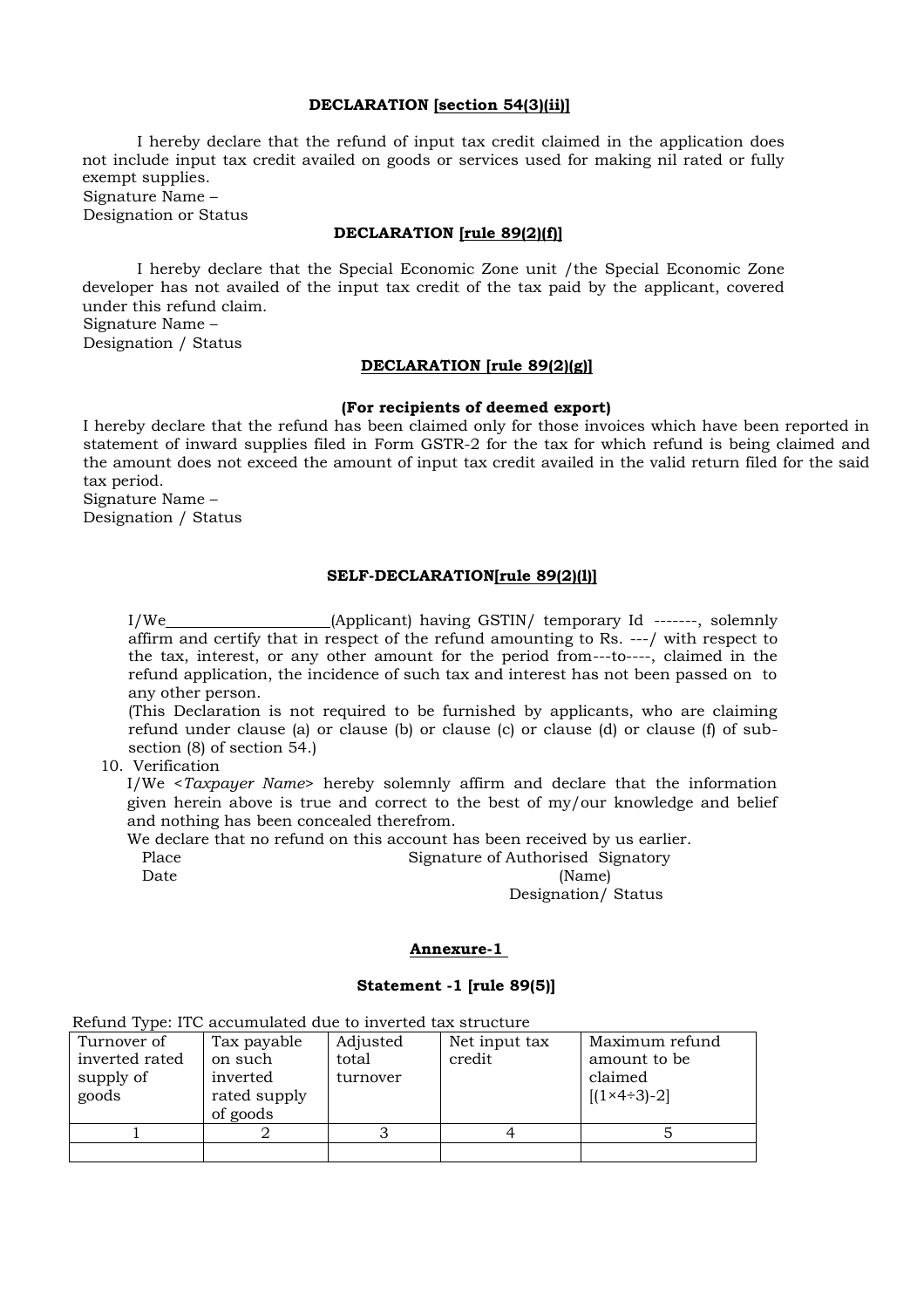**DECLARATION [section 54(3)(ii)]**

I hereby declare that the refund of input tax credit claimed in the application does not include input tax credit availed on goods or services used for making nil rated or fully exempt supplies.

Signature Name –

Designation or Status

**DECLARATION [rule 89(2)(f)]**

I hereby declare that the Special Economic Zone unit /the Special Economic Zone developer has not availed of the input tax credit of the tax paid by the applicant, covered under this refund claim.

Signature Name –

Designation / Status

**DECLARATION [rule 89(2)(g)]**

**(For recipients of deemed export)**

I hereby declare that the refund has been claimed only for those invoices which have been reported in statement of inward supplies filed in Form GSTR-2 for the tax for which refund is being claimed and the amount does not exceed the amount of input tax credit availed in the valid return filed for the said tax period.

Signature Name –

Designation / Status

**SELF-DECLARATION[rule 89(2)(l)]**

I/We____________________(Applicant) having GSTIN/ temporary Id -------, solemnly affirm and certify that in respect of the refund amounting to Rs. ---/ with respect to the tax, interest, or any other amount for the period from---to----, claimed in the refund application, the incidence of such tax and interest has not been passed on to any other person.

(This Declaration is not required to be furnished by applicants, who are claiming refund under clause (a) or clause (b) or clause (c) or clause (d) or clause (f) of sub-section (8) of section 54.)

10. Verification

I/We <*Taxpayer Name*> hereby solemnly affirm and declare that the information given herein above is true and correct to the best of my/our knowledge and belief and nothing has been concealed therefrom.

We declare that no refund on this account has been received by us earlier.

Place　　　　　　　　　　Signature of Authorised Signatory

Date　　　　　　　　　　(Name)

　　　　　　　　　　　　Designation/ Status

**Annexure-1**

**Statement -1 [rule 89(5)]**

Refund Type: ITC accumulated due to inverted tax structure

| Turnover of inverted rated supply of goods | Tax payable on such inverted rated supply of goods | Adjusted total turnover | Net input tax credit | Maximum refund amount to be claimed [(1×4÷3)-2] |
|---|---|---|---|---|
| 1 | 2 | 3 | 4 | 5 |
| | | | | |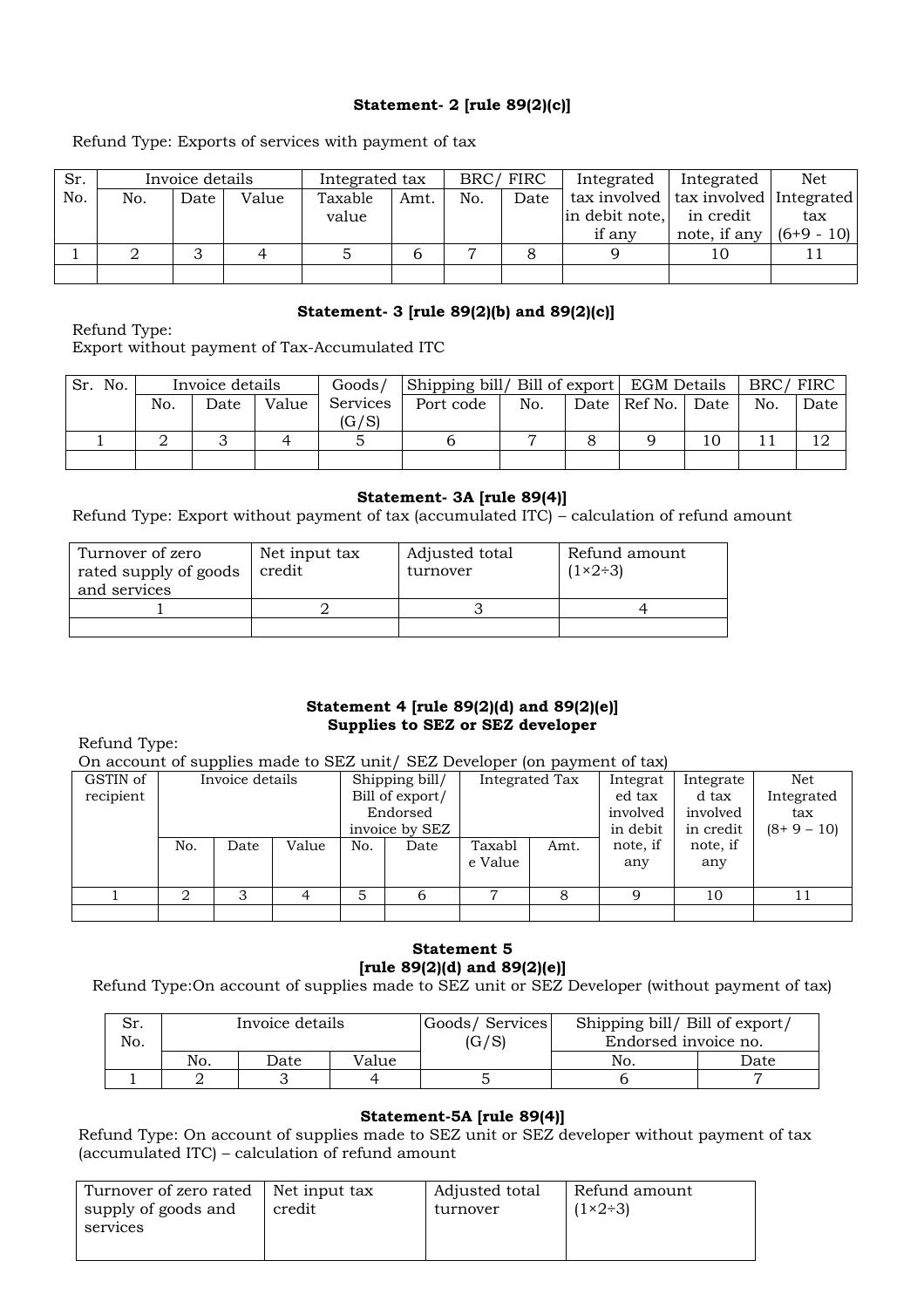### Statement- 2 [rule 89(2)(c)]

Refund Type: Exports of services with payment of tax

| Sr. No. | Invoice details | | | Integrated tax | | BRC/ FIRC | | Integrated tax involved in debit note, if any | Integrated tax involved in credit note, if any | Net Integrated tax (6+9 - 10) |
|---|---|---|---|---|---|---|---|---|---|---|
| | No. | Date | Value | Taxable value | Amt. | No. | Date | | | |
| 1 | 2 | 3 | 4 | 5 | 6 | 7 | 8 | 9 | 10 | 11 |
| | | | | | | | | | | |

### Statement- 3 [rule 89(2)(b) and 89(2)(c)]

Refund Type:
Export without payment of Tax-Accumulated ITC

| Sr. No. | Invoice details | | | Goods/ Services (G/S) | Shipping bill/ Bill of export | | | EGM Details | | BRC/ FIRC | |
|---|---|---|---|---|---|---|---|---|---|---|---|
| | No. | Date | Value | | Port code | No. | Date | Ref No. | Date | No. | Date |
| 1 | 2 | 3 | 4 | 5 | 6 | 7 | 8 | 9 | 10 | 11 | 12 |
| | | | | | | | | | | | |

### Statement- 3A [rule 89(4)]

Refund Type: Export without payment of tax (accumulated ITC) – calculation of refund amount

| Turnover of zero rated supply of goods and services | Net input tax credit | Adjusted total turnover | Refund amount (1×2÷3) |
|---|---|---|---|
| 1 | 2 | 3 | 4 |
| | | | |

### Statement 4 [rule 89(2)(d) and 89(2)(e)]
### Supplies to SEZ or SEZ developer

Refund Type:
On account of supplies made to SEZ unit/ SEZ Developer (on payment of tax)

| GSTIN of recipient | Invoice details | | | Shipping bill/ Bill of export/ Endorsed invoice by SEZ | | Integrated Tax | | Integrated tax involved in debit note, if any | Integrated tax involved in credit note, if any | Net Integrated tax (8+ 9 – 10) |
|---|---|---|---|---|---|---|---|---|---|---|
| | No. | Date | Value | No. | Date | Taxable Value | Amt. | | | |
| 1 | 2 | 3 | 4 | 5 | 6 | 7 | 8 | 9 | 10 | 11 |
| | | | | | | | | | | |

### Statement 5
### [rule 89(2)(d) and 89(2)(e)]

Refund Type:On account of supplies made to SEZ unit or SEZ Developer (without payment of tax)

| Sr. No. | Invoice details | | | Goods/ Services (G/S) | Shipping bill/ Bill of export/ Endorsed invoice no. | |
|---|---|---|---|---|---|---|
| | No. | Date | Value | | No. | Date |
| 1 | 2 | 3 | 4 | 5 | 6 | 7 |

### Statement-5A [rule 89(4)]

Refund Type: On account of supplies made to SEZ unit or SEZ developer without payment of tax (accumulated ITC) – calculation of refund amount

| Turnover of zero rated supply of goods and services | Net input tax credit | Adjusted total turnover | Refund amount (1×2÷3) |
|---|---|---|---|
| | | | |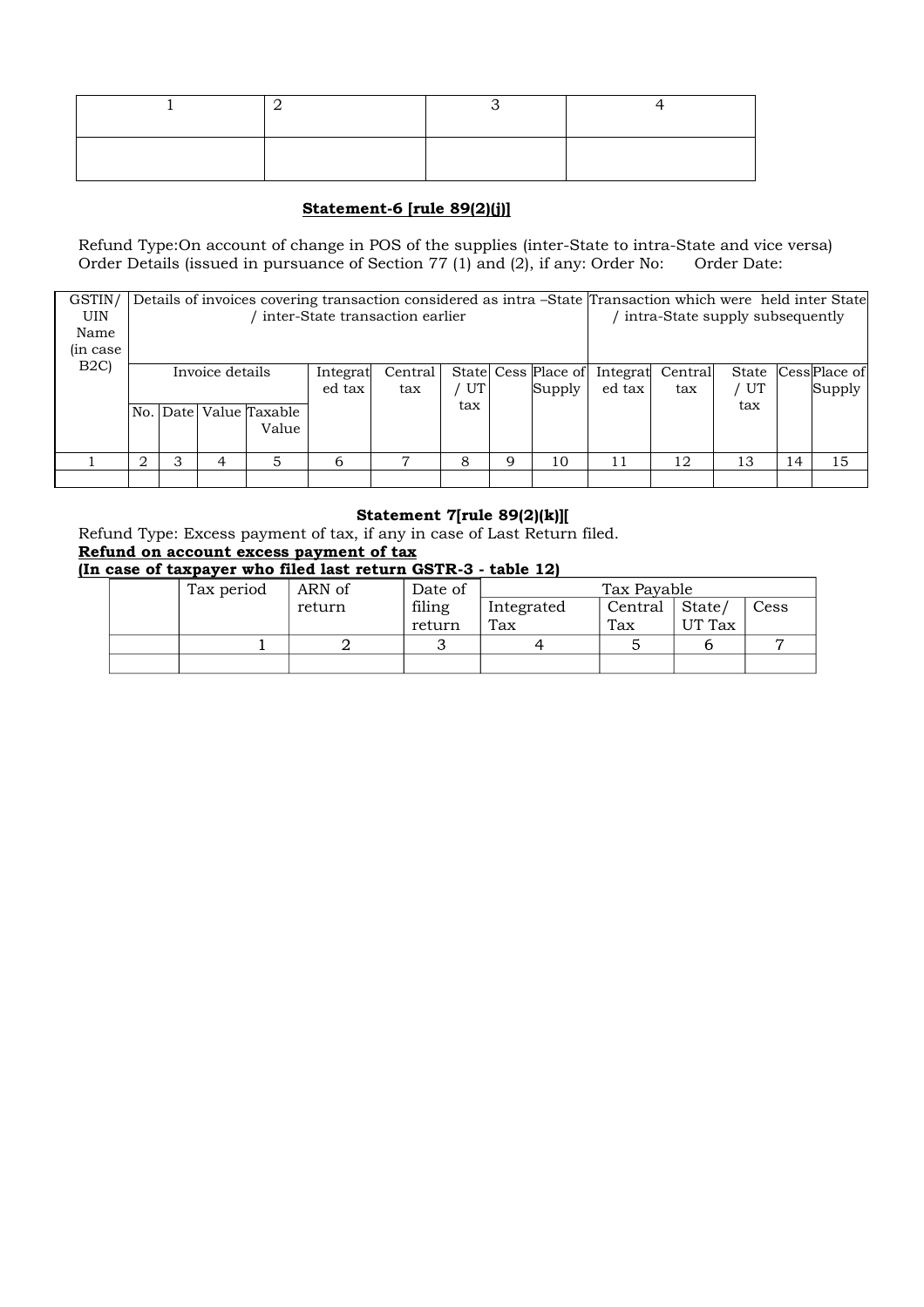| 1 | 2 | 3 | 4 |
|---|---|---|---|
| | | | |

**Statement-6 [rule 89(2)(j)]**

Refund Type:On account of change in POS of the supplies (inter-State to intra-State and vice versa)
Order Details (issued in pursuance of Section 77 (1) and (2), if any: Order No: Order Date:

| GSTIN/ UIN Name (in case B2C) | Details of invoices covering transaction considered as intra –State / inter-State transaction earlier | | | | | | | | | Transaction which were held inter State / intra-State supply subsequently | | | | |
|---|---|---|---|---|---|---|---|---|---|---|---|---|---|---|
| | Invoice details | | | | Integrated tax | Central tax | State / UT tax | Cess | Place of Supply | Integrated tax | Central tax | State / UT tax | Cess | Place of Supply |
| | No. | Date | Value | Taxable Value | | | | | | | | | | |
| 1 | 2 | 3 | 4 | 5 | 6 | 7 | 8 | 9 | 10 | 11 | 12 | 13 | 14 | 15 |
| | | | | | | | | | | | | | | |

**Statement 7[rule 89(2)(k)][**

Refund Type: Excess payment of tax, if any in case of Last Return filed.

**Refund on account excess payment of tax**

**(In case of taxpayer who filed last return GSTR-3 - table 12)**

| | Tax period | ARN of return | Date of filing return | Tax Payable | | | |
|---|---|---|---|---|---|---|---|
| | | | | Integrated Tax | Central Tax | State/ UT Tax | Cess |
| | 1 | 2 | 3 | 4 | 5 | 6 | 7 |
| | | | | | | | |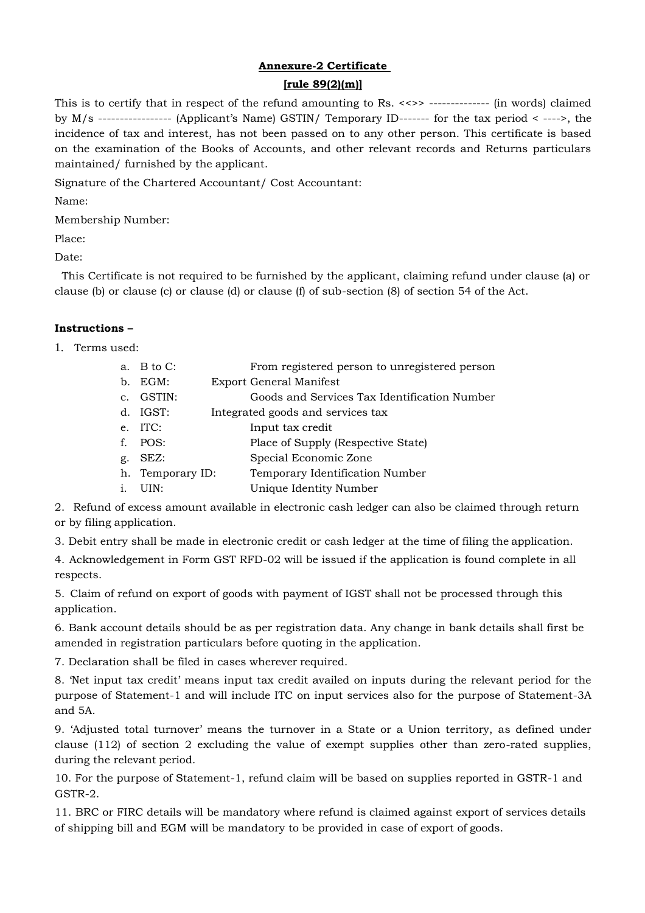**Annexure-2 Certificate**

**[rule 89(2)(m)]**

This is to certify that in respect of the refund amounting to Rs. <<>> -------------- (in words) claimed by M/s ----------------- (Applicant's Name) GSTIN/ Temporary ID------- for the tax period < ---->, the incidence of tax and interest, has not been passed on to any other person. This certificate is based on the examination of the Books of Accounts, and other relevant records and Returns particulars maintained/ furnished by the applicant.

Signature of the Chartered Accountant/ Cost Accountant:

Name:

Membership Number:

Place:

Date:

This Certificate is not required to be furnished by the applicant, claiming refund under clause (a) or clause (b) or clause (c) or clause (d) or clause (f) of sub-section (8) of section 54 of the Act.

**Instructions –**

1. Terms used:

   a. B to C: From registered person to unregistered person
   b. EGM: Export General Manifest
   c. GSTIN: Goods and Services Tax Identification Number
   d. IGST: Integrated goods and services tax
   e. ITC: Input tax credit
   f. POS: Place of Supply (Respective State)
   g. SEZ: Special Economic Zone
   h. Temporary ID: Temporary Identification Number
   i. UIN: Unique Identity Number

2. Refund of excess amount available in electronic cash ledger can also be claimed through return or by filing application.

3. Debit entry shall be made in electronic credit or cash ledger at the time of filing the application.

4. Acknowledgement in Form GST RFD-02 will be issued if the application is found complete in all respects.

5. Claim of refund on export of goods with payment of IGST shall not be processed through this application.

6. Bank account details should be as per registration data. Any change in bank details shall first be amended in registration particulars before quoting in the application.

7. Declaration shall be filed in cases wherever required.

8. 'Net input tax credit' means input tax credit availed on inputs during the relevant period for the purpose of Statement-1 and will include ITC on input services also for the purpose of Statement-3A and 5A.

9. 'Adjusted total turnover' means the turnover in a State or a Union territory, as defined under clause (112) of section 2 excluding the value of exempt supplies other than zero-rated supplies, during the relevant period.

10. For the purpose of Statement-1, refund claim will be based on supplies reported in GSTR-1 and GSTR-2.

11. BRC or FIRC details will be mandatory where refund is claimed against export of services details of shipping bill and EGM will be mandatory to be provided in case of export of goods.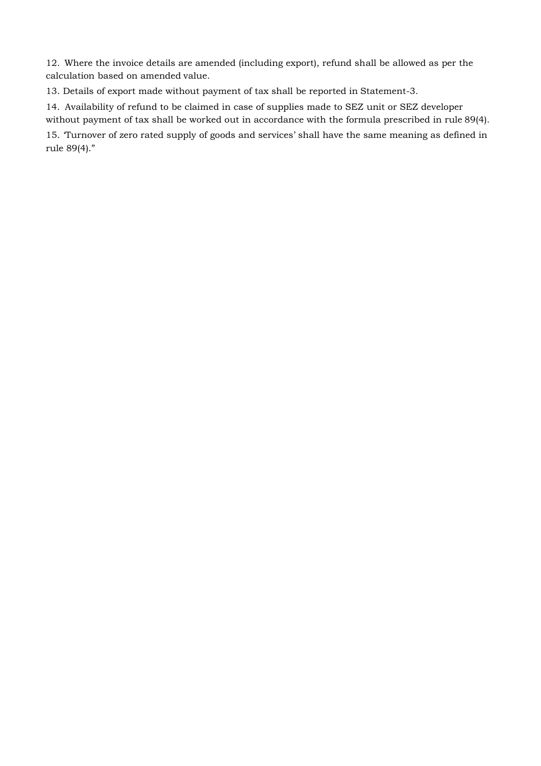12. Where the invoice details are amended (including export), refund shall be allowed as per the calculation based on amended value.

13. Details of export made without payment of tax shall be reported in Statement-3.

14. Availability of refund to be claimed in case of supplies made to SEZ unit or SEZ developer without payment of tax shall be worked out in accordance with the formula prescribed in rule 89(4).

15. 'Turnover of zero rated supply of goods and services' shall have the same meaning as defined in rule 89(4)."